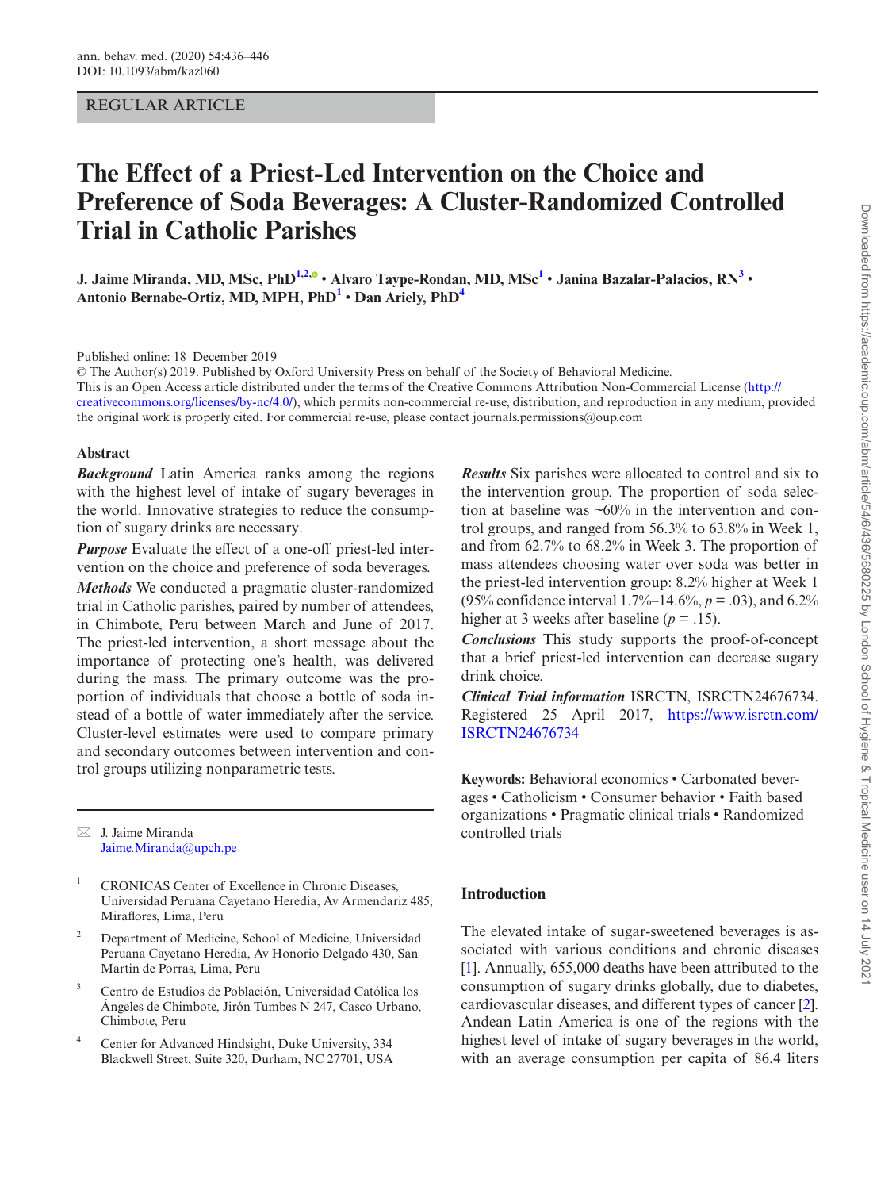REGULAR ARTICLE

# The Effect of a Priest-Led Intervention on the Choice and Preference of Soda Beverages: A Cluster-Randomized Controlled Trial in Catholic Parishes

**J. Jaime Miranda, MD, MSc, PhD[1,2] • Alvaro Taype-Rondan, MD, MSc[1] • Janina Bazalar-Palacios, RN[3] • Antonio Bernabe-Ortiz, MD, MPH, PhD[1] • Dan Ariely, PhD[4]**

Published online: 18 December 2019

© The Author(s) 2019. Published by Oxford University Press on behalf of the Society of Behavioral Medicine.

This is an Open Access article distributed under the terms of the Creative Commons Attribution Non-Commercial License (http://creativecommons.org/licenses/by-nc/4.0/), which permits non-commercial re-use, distribution, and reproduction in any medium, provided the original work is properly cited. For commercial re-use, please contact journals.permissions@oup.com

## Abstract

***Background*** Latin America ranks among the regions with the highest level of intake of sugary beverages in the world. Innovative strategies to reduce the consumption of sugary drinks are necessary.

***Purpose*** Evaluate the effect of a one-off priest-led intervention on the choice and preference of soda beverages.

***Methods*** We conducted a pragmatic cluster-randomized trial in Catholic parishes, paired by number of attendees, in Chimbote, Peru between March and June of 2017. The priest-led intervention, a short message about the importance of protecting one's health, was delivered during the mass. The primary outcome was the proportion of individuals that choose a bottle of soda instead of a bottle of water immediately after the service. Cluster-level estimates were used to compare primary and secondary outcomes between intervention and control groups utilizing nonparametric tests.

***Results*** Six parishes were allocated to control and six to the intervention group. The proportion of soda selection at baseline was ~60% in the intervention and control groups, and ranged from 56.3% to 63.8% in Week 1, and from 62.7% to 68.2% in Week 3. The proportion of mass attendees choosing water over soda was better in the priest-led intervention group: 8.2% higher at Week 1 (95% confidence interval 1.7%–14.6%, $p = .03$), and 6.2% higher at 3 weeks after baseline ($p = .15$).

***Conclusions*** This study supports the proof-of-concept that a brief priest-led intervention can decrease sugary drink choice.

***Clinical Trial information*** ISRCTN, ISRCTN24676734. Registered 25 April 2017, https://www.isrctn.com/ISRCTN24676734

**Keywords:** Behavioral economics • Carbonated beverages • Catholicism • Consumer behavior • Faith based organizations • Pragmatic clinical trials • Randomized controlled trials

✉ J. Jaime Miranda
Jaime.Miranda@upch.pe

[1] CRONICAS Center of Excellence in Chronic Diseases, Universidad Peruana Cayetano Heredia, Av Armendariz 485, Miraflores, Lima, Peru

[2] Department of Medicine, School of Medicine, Universidad Peruana Cayetano Heredia, Av Honorio Delgado 430, San Martin de Porras, Lima, Peru

[3] Centro de Estudios de Población, Universidad Católica los Ángeles de Chimbote, Jirón Tumbes N 247, Casco Urbano, Chimbote, Peru

[4] Center for Advanced Hindsight, Duke University, 334 Blackwell Street, Suite 320, Durham, NC 27701, USA

## Introduction

The elevated intake of sugar-sweetened beverages is associated with various conditions and chronic diseases [1]. Annually, 655,000 deaths have been attributed to the consumption of sugary drinks globally, due to diabetes, cardiovascular diseases, and different types of cancer [2]. Andean Latin America is one of the regions with the highest level of intake of sugary beverages in the world, with an average consumption per capita of 86.4 liters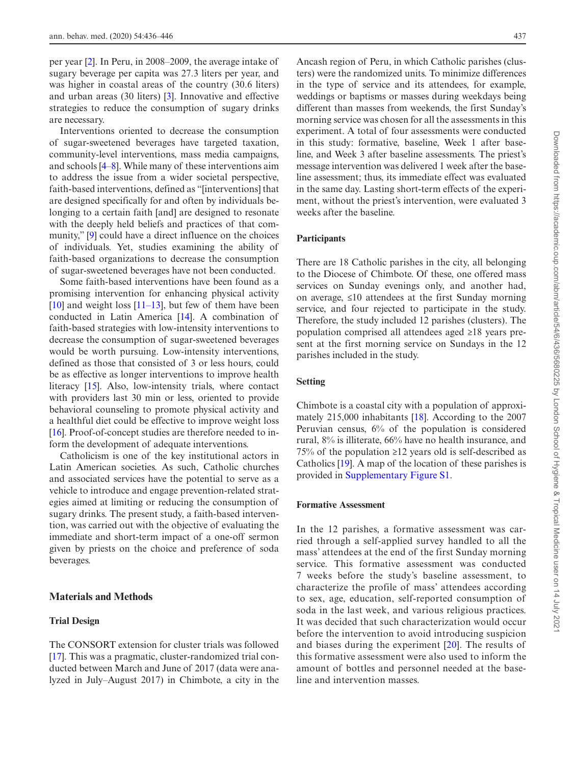per year [2]. In Peru, in 2008–2009, the average intake of sugary beverage per capita was 27.3 liters per year, and was higher in coastal areas of the country (30.6 liters) and urban areas (30 liters) [3]. Innovative and effective strategies to reduce the consumption of sugary drinks are necessary.

Interventions oriented to decrease the consumption of sugar-sweetened beverages have targeted taxation, community-level interventions, mass media campaigns, and schools [4–8]. While many of these interventions aim to address the issue from a wider societal perspective, faith-based interventions, defined as "[interventions] that are designed specifically for and often by individuals belonging to a certain faith [and] are designed to resonate with the deeply held beliefs and practices of that community," [9] could have a direct influence on the choices of individuals. Yet, studies examining the ability of faith-based organizations to decrease the consumption of sugar-sweetened beverages have not been conducted.

Some faith-based interventions have been found as a promising intervention for enhancing physical activity [10] and weight loss [11–13], but few of them have been conducted in Latin America [14]. A combination of faith-based strategies with low-intensity interventions to decrease the consumption of sugar-sweetened beverages would be worth pursuing. Low-intensity interventions, defined as those that consisted of 3 or less hours, could be as effective as longer interventions to improve health literacy [15]. Also, low-intensity trials, where contact with providers last 30 min or less, oriented to provide behavioral counseling to promote physical activity and a healthful diet could be effective to improve weight loss [16]. Proof-of-concept studies are therefore needed to inform the development of adequate interventions.

Catholicism is one of the key institutional actors in Latin American societies. As such, Catholic churches and associated services have the potential to serve as a vehicle to introduce and engage prevention-related strategies aimed at limiting or reducing the consumption of sugary drinks. The present study, a faith-based intervention, was carried out with the objective of evaluating the immediate and short-term impact of a one-off sermon given by priests on the choice and preference of soda beverages.

## Materials and Methods

### Trial Design

The CONSORT extension for cluster trials was followed [17]. This was a pragmatic, cluster-randomized trial conducted between March and June of 2017 (data were analyzed in July–August 2017) in Chimbote, a city in the Ancash region of Peru, in which Catholic parishes (clusters) were the randomized units. To minimize differences in the type of service and its attendees, for example, weddings or baptisms or masses during weekdays being different than masses from weekends, the first Sunday's morning service was chosen for all the assessments in this experiment. A total of four assessments were conducted in this study: formative, baseline, Week 1 after baseline, and Week 3 after baseline assessments. The priest's message intervention was delivered 1 week after the baseline assessment; thus, its immediate effect was evaluated in the same day. Lasting short-term effects of the experiment, without the priest's intervention, were evaluated 3 weeks after the baseline.

### Participants

There are 18 Catholic parishes in the city, all belonging to the Diocese of Chimbote. Of these, one offered mass services on Sunday evenings only, and another had, on average, ≤10 attendees at the first Sunday morning service, and four rejected to participate in the study. Therefore, the study included 12 parishes (clusters). The population comprised all attendees aged ≥18 years present at the first morning service on Sundays in the 12 parishes included in the study.

### Setting

Chimbote is a coastal city with a population of approximately 215,000 inhabitants [18]. According to the 2007 Peruvian census, 6% of the population is considered rural, 8% is illiterate, 66% have no health insurance, and 75% of the population ≥12 years old is self-described as Catholics [19]. A map of the location of these parishes is provided in Supplementary Figure S1.

### Formative Assessment

In the 12 parishes, a formative assessment was carried through a self-applied survey handled to all the mass' attendees at the end of the first Sunday morning service. This formative assessment was conducted 7 weeks before the study's baseline assessment, to characterize the profile of mass' attendees according to sex, age, education, self-reported consumption of soda in the last week, and various religious practices. It was decided that such characterization would occur before the intervention to avoid introducing suspicion and biases during the experiment [20]. The results of this formative assessment were also used to inform the amount of bottles and personnel needed at the baseline and intervention masses.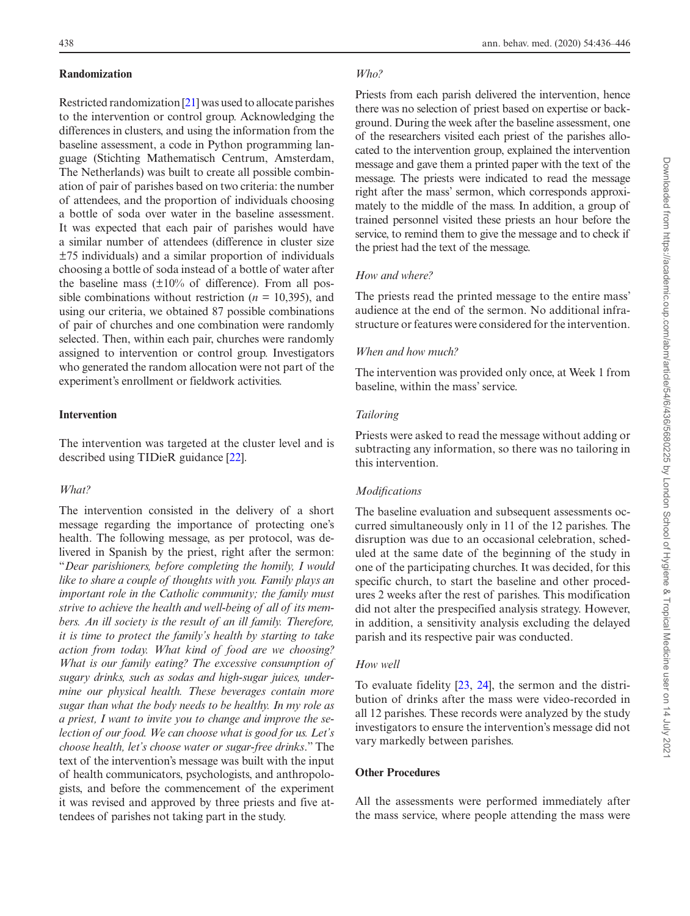### Randomization

Restricted randomization [21] was used to allocate parishes to the intervention or control group. Acknowledging the differences in clusters, and using the information from the baseline assessment, a code in Python programming language (Stichting Mathematisch Centrum, Amsterdam, The Netherlands) was built to create all possible combination of pair of parishes based on two criteria: the number of attendees, and the proportion of individuals choosing a bottle of soda over water in the baseline assessment. It was expected that each pair of parishes would have a similar number of attendees (difference in cluster size ±75 individuals) and a similar proportion of individuals choosing a bottle of soda instead of a bottle of water after the baseline mass (±10% of difference). From all possible combinations without restriction ($n$ = 10,395), and using our criteria, we obtained 87 possible combinations of pair of churches and one combination were randomly selected. Then, within each pair, churches were randomly assigned to intervention or control group. Investigators who generated the random allocation were not part of the experiment's enrollment or fieldwork activities.

### Intervention

The intervention was targeted at the cluster level and is described using TIDieR guidance [22].

#### *What?*

The intervention consisted in the delivery of a short message regarding the importance of protecting one's health. The following message, as per protocol, was delivered in Spanish by the priest, right after the sermon: "*Dear parishioners, before completing the homily, I would like to share a couple of thoughts with you. Family plays an important role in the Catholic community; the family must strive to achieve the health and well-being of all of its members. An ill society is the result of an ill family. Therefore, it is time to protect the family's health by starting to take action from today. What kind of food are we choosing? What is our family eating? The excessive consumption of sugary drinks, such as sodas and high-sugar juices, undermine our physical health. These beverages contain more sugar than what the body needs to be healthy. In my role as a priest, I want to invite you to change and improve the selection of our food. We can choose what is good for us. Let's choose health, let's choose water or sugar-free drinks*." The text of the intervention's message was built with the input of health communicators, psychologists, and anthropologists, and before the commencement of the experiment it was revised and approved by three priests and five attendees of parishes not taking part in the study.

#### *Who?*

Priests from each parish delivered the intervention, hence there was no selection of priest based on expertise or background. During the week after the baseline assessment, one of the researchers visited each priest of the parishes allocated to the intervention group, explained the intervention message and gave them a printed paper with the text of the message. The priests were indicated to read the message right after the mass' sermon, which corresponds approximately to the middle of the mass. In addition, a group of trained personnel visited these priests an hour before the service, to remind them to give the message and to check if the priest had the text of the message.

#### *How and where?*

The priests read the printed message to the entire mass' audience at the end of the sermon. No additional infrastructure or features were considered for the intervention.

#### *When and how much?*

The intervention was provided only once, at Week 1 from baseline, within the mass' service.

#### *Tailoring*

Priests were asked to read the message without adding or subtracting any information, so there was no tailoring in this intervention.

#### *Modifications*

The baseline evaluation and subsequent assessments occurred simultaneously only in 11 of the 12 parishes. The disruption was due to an occasional celebration, scheduled at the same date of the beginning of the study in one of the participating churches. It was decided, for this specific church, to start the baseline and other procedures 2 weeks after the rest of parishes. This modification did not alter the prespecified analysis strategy. However, in addition, a sensitivity analysis excluding the delayed parish and its respective pair was conducted.

#### *How well*

To evaluate fidelity [23, 24], the sermon and the distribution of drinks after the mass were video-recorded in all 12 parishes. These records were analyzed by the study investigators to ensure the intervention's message did not vary markedly between parishes.

### Other Procedures

All the assessments were performed immediately after the mass service, where people attending the mass were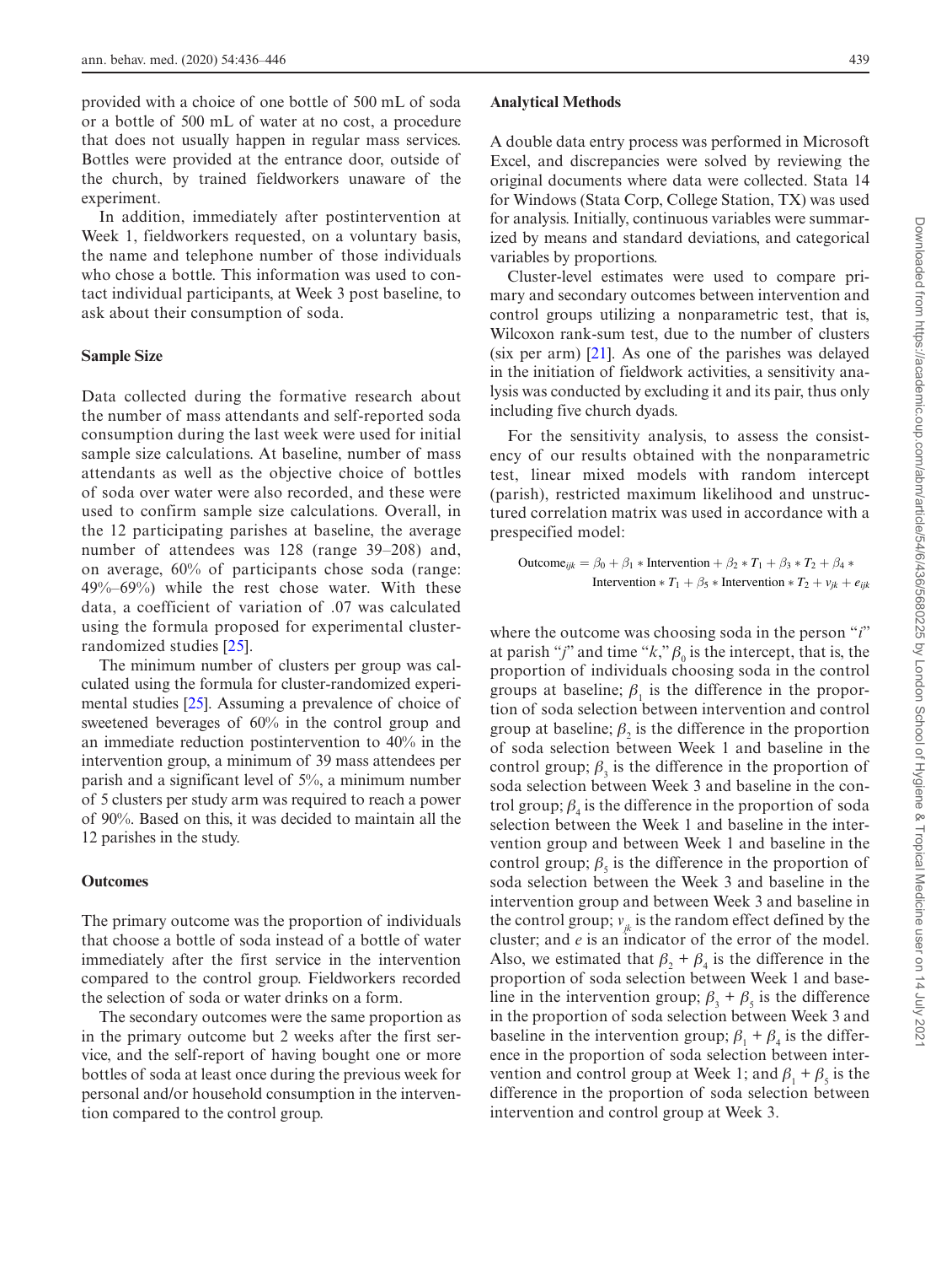provided with a choice of one bottle of 500 mL of soda or a bottle of 500 mL of water at no cost, a procedure that does not usually happen in regular mass services. Bottles were provided at the entrance door, outside of the church, by trained fieldworkers unaware of the experiment.

In addition, immediately after postintervention at Week 1, fieldworkers requested, on a voluntary basis, the name and telephone number of those individuals who chose a bottle. This information was used to contact individual participants, at Week 3 post baseline, to ask about their consumption of soda.

### Sample Size

Data collected during the formative research about the number of mass attendants and self-reported soda consumption during the last week were used for initial sample size calculations. At baseline, number of mass attendants as well as the objective choice of bottles of soda over water were also recorded, and these were used to confirm sample size calculations. Overall, in the 12 participating parishes at baseline, the average number of attendees was 128 (range 39–208) and, on average, 60% of participants chose soda (range: 49%–69%) while the rest chose water. With these data, a coefficient of variation of .07 was calculated using the formula proposed for experimental cluster-randomized studies [25].

The minimum number of clusters per group was calculated using the formula for cluster-randomized experimental studies [25]. Assuming a prevalence of choice of sweetened beverages of 60% in the control group and an immediate reduction postintervention to 40% in the intervention group, a minimum of 39 mass attendees per parish and a significant level of 5%, a minimum number of 5 clusters per study arm was required to reach a power of 90%. Based on this, it was decided to maintain all the 12 parishes in the study.

### Outcomes

The primary outcome was the proportion of individuals that choose a bottle of soda instead of a bottle of water immediately after the first service in the intervention compared to the control group. Fieldworkers recorded the selection of soda or water drinks on a form.

The secondary outcomes were the same proportion as in the primary outcome but 2 weeks after the first service, and the self-report of having bought one or more bottles of soda at least once during the previous week for personal and/or household consumption in the intervention compared to the control group.

### Analytical Methods

A double data entry process was performed in Microsoft Excel, and discrepancies were solved by reviewing the original documents where data were collected. Stata 14 for Windows (Stata Corp, College Station, TX) was used for analysis. Initially, continuous variables were summarized by means and standard deviations, and categorical variables by proportions.

Cluster-level estimates were used to compare primary and secondary outcomes between intervention and control groups utilizing a nonparametric test, that is, Wilcoxon rank-sum test, due to the number of clusters (six per arm) [21]. As one of the parishes was delayed in the initiation of fieldwork activities, a sensitivity analysis was conducted by excluding it and its pair, thus only including five church dyads.

For the sensitivity analysis, to assess the consistency of our results obtained with the nonparametric test, linear mixed models with random intercept (parish), restricted maximum likelihood and unstructured correlation matrix was used in accordance with a prespecified model:

$$\text{Outcome}_{ijk} = \beta_0 + \beta_1 * \text{Intervention} + \beta_2 * T_1 + \beta_3 * T_2 + \beta_4 * \text{Intervention} * T_1 + \beta_5 * \text{Intervention} * T_2 + v_{jk} + e_{ijk}$$

where the outcome was choosing soda in the person "$i$" at parish "$j$" and time "$k$," $\beta_0$ is the intercept, that is, the proportion of individuals choosing soda in the control groups at baseline; $\beta_1$ is the difference in the proportion of soda selection between intervention and control group at baseline; $\beta_2$ is the difference in the proportion of soda selection between Week 1 and baseline in the control group; $\beta_3$ is the difference in the proportion of soda selection between Week 3 and baseline in the control group; $\beta_4$ is the difference in the proportion of soda selection between the Week 1 and baseline in the intervention group and between Week 1 and baseline in the control group; $\beta_5$ is the difference in the proportion of soda selection between the Week 3 and baseline in the intervention group and between Week 3 and baseline in the control group; $v_{jk}$ is the random effect defined by the cluster; and $e$ is an indicator of the error of the model. Also, we estimated that $\beta_2 + \beta_4$ is the difference in the proportion of soda selection between Week 1 and baseline in the intervention group; $\beta_3 + \beta_5$ is the difference in the proportion of soda selection between Week 3 and baseline in the intervention group; $\beta_1 + \beta_4$ is the difference in the proportion of soda selection between intervention and control group at Week 1; and $\beta_1 + \beta_5$ is the difference in the proportion of soda selection between intervention and control group at Week 3.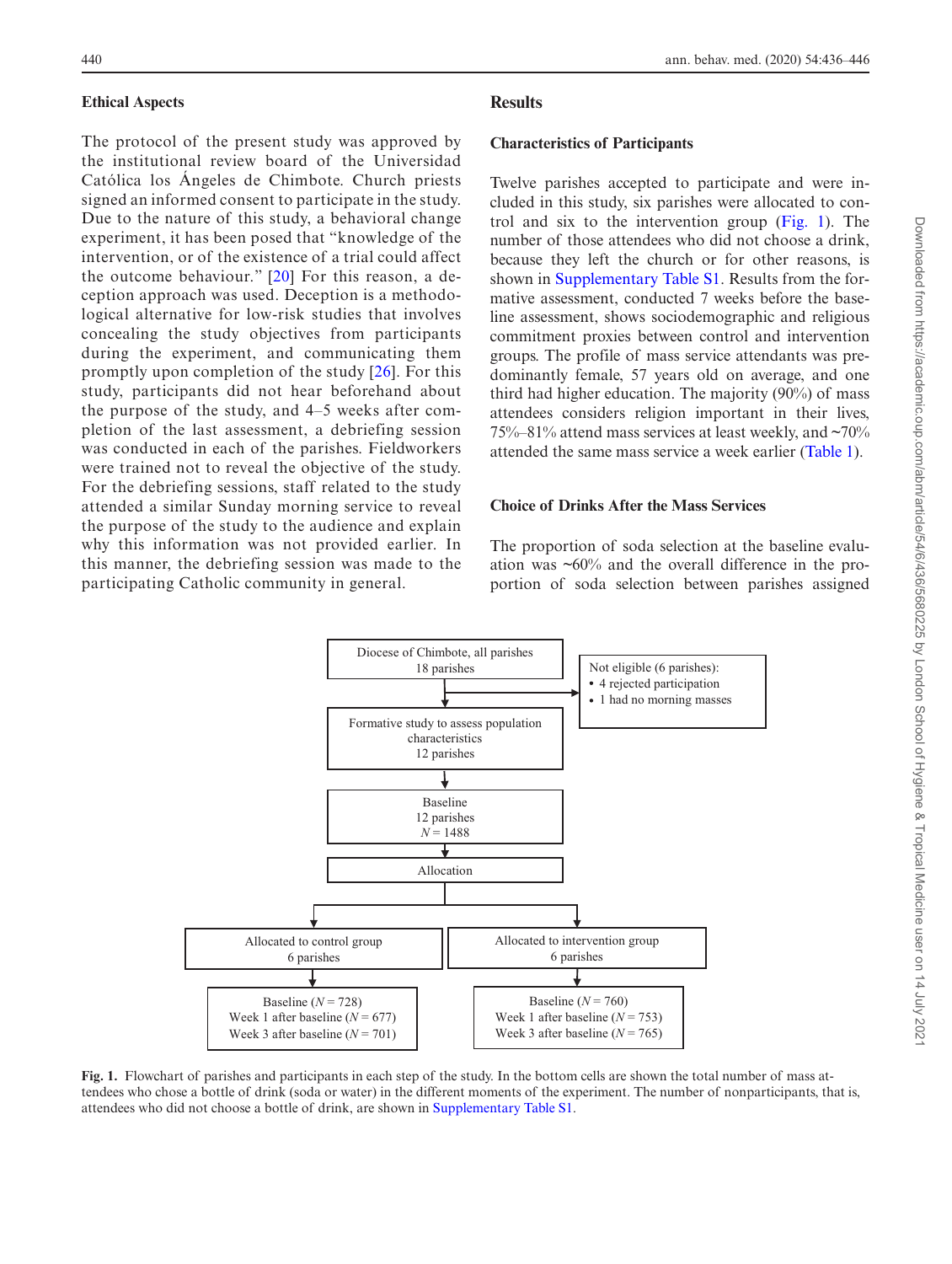### Ethical Aspects

The protocol of the present study was approved by the institutional review board of the Universidad Católica los Ángeles de Chimbote. Church priests signed an informed consent to participate in the study. Due to the nature of this study, a behavioral change experiment, it has been posed that "knowledge of the intervention, or of the existence of a trial could affect the outcome behaviour." [20] For this reason, a deception approach was used. Deception is a methodological alternative for low-risk studies that involves concealing study objectives from participants during the experiment, and communicating them promptly upon completion of the study [26]. For this study, participants did not hear beforehand about the purpose of the study, and 4–5 weeks after completion of the last assessment, a debriefing session was conducted in each of the parishes. Fieldworkers were trained not to reveal the objective of the study. For the debriefing sessions, staff related to the study attended a similar Sunday morning service to reveal the purpose of the study to the audience and explain why this information was not provided earlier. In this manner, the debriefing session was made to the participating Catholic community in general.

## Results

### Characteristics of Participants

Twelve parishes accepted to participate and were included in this study, six parishes were allocated to control and six to the intervention group (Fig. 1). The number of those attendees who did not choose a drink, because they left the church or for other reasons, is shown in Supplementary Table S1. Results from the formative assessment, conducted 7 weeks before the baseline assessment, shows sociodemographic and religious commitment proxies between control and intervention groups. The profile of mass service attendants was predominantly female, 57 years old on average, and one third had higher education. The majority (90%) of mass attendees considers religion important in their lives, 75%–81% attend mass services at least weekly, and ~70% attended the same mass service a week earlier (Table 1).

### Choice of Drinks After the Mass Services

The proportion of soda selection at the baseline evaluation was ~60% and the overall difference in the proportion of soda selection between parishes assigned

Diocese of Chimbote, all parishes
18 parishes

Not eligible (6 parishes):
- 4 rejected participation
- 1 had no morning masses

Formative study to assess population characteristics
12 parishes

Baseline
12 parishes
$N = 1488$

Allocation

Allocated to control group
6 parishes

Baseline ($N = 728$)
Week 1 after baseline ($N = 677$)
Week 3 after baseline ($N = 701$)

Allocated to intervention group
6 parishes

Baseline ($N = 760$)
Week 1 after baseline ($N = 753$)
Week 3 after baseline ($N = 765$)

**Fig. 1.** Flowchart of parishes and participants in each step of the study. In the bottom cells are shown the total number of mass attendees who chose a bottle of drink (soda or water) in the different moments of the experiment. The number of nonparticipants, that is, attendees who did not choose a bottle of drink, are shown in Supplementary Table S1.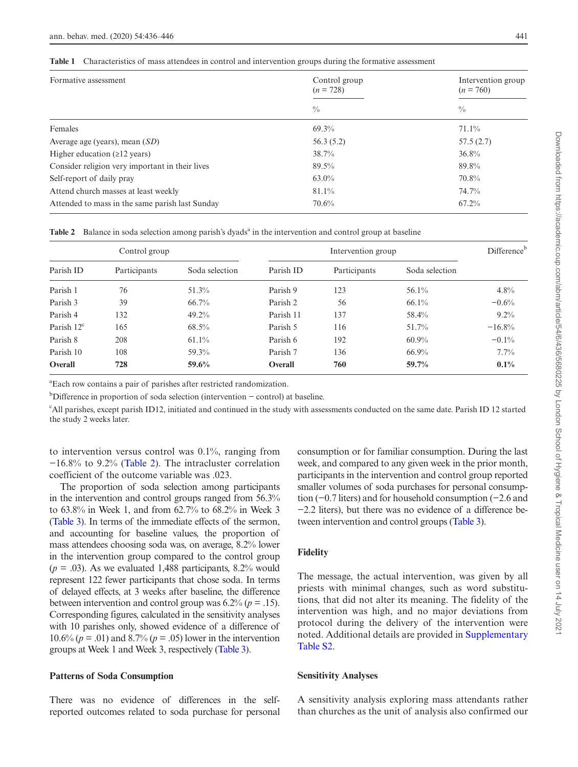**Table 1** Characteristics of mass attendees in control and intervention groups during the formative assessment

| Formative assessment | Control group ($n$ = 728) | Intervention group ($n$ = 760) |
|---|---|---|
| | % | % |
| Females | 69.3% | 71.1% |
| Average age (years), mean (*SD*) | 56.3 (5.2) | 57.5 (2.7) |
| Higher education (≥12 years) | 38.7% | 36.8% |
| Consider religion very important in their lives | 89.5% | 89.8% |
| Self-report of daily pray | 63.0% | 70.8% |
| Attend church masses at least weekly | 81.1% | 74.7% |
| Attended to mass in the same parish last Sunday | 70.6% | 67.2% |

**Table 2** Balance in soda selection among parish's dyads[a] in the intervention and control group at baseline

| Control group | | | Intervention group | | | Difference[b] |
|---|---|---|---|---|---|---|
| Parish ID | Participants | Soda selection | Parish ID | Participants | Soda selection | |
| Parish 1 | 76 | 51.3% | Parish 9 | 123 | 56.1% | 4.8% |
| Parish 3 | 39 | 66.7% | Parish 2 | 56 | 66.1% | −0.6% |
| Parish 4 | 132 | 49.2% | Parish 11 | 137 | 58.4% | 9.2% |
| Parish 12[c] | 165 | 68.5% | Parish 5 | 116 | 51.7% | −16.8% |
| Parish 8 | 208 | 61.1% | Parish 6 | 192 | 60.9% | −0.1% |
| Parish 10 | 108 | 59.3% | Parish 7 | 136 | 66.9% | 7.7% |
| **Overall** | **728** | **59.6%** | **Overall** | **760** | **59.7%** | **0.1%** |

[a]Each row contains a pair of parishes after restricted randomization.

[b]Difference in proportion of soda selection (intervention − control) at baseline.

[c]All parishes, except parish ID12, initiated and continued in the study with assessments conducted on the same date. Parish ID 12 started the study 2 weeks later.

to intervention versus control was 0.1%, ranging from −16.8% to 9.2% (Table 2). The intracluster correlation coefficient of the outcome variable was .023.

The proportion of soda selection among participants in the intervention and control groups ranged from 56.3% to 63.8% in Week 1, and from 62.7% to 68.2% in Week 3 (Table 3). In terms of the immediate effects of the sermon, and accounting for baseline values, the proportion of mass attendees choosing soda was, on average, 8.2% lower in the intervention group compared to the control group ($p$ = .03). As we evaluated 1,488 participants, 8.2% would represent 122 fewer participants that chose soda. In terms of delayed effects, at 3 weeks after baseline, the difference between intervention and control group was 6.2% ($p$ = .15). Corresponding figures, calculated in the sensitivity analyses with 10 parishes only, showed evidence of a difference of 10.6% ($p$ = .01) and 8.7% ($p$ = .05) lower in the intervention groups at Week 1 and Week 3, respectively (Table 3).

### Patterns of Soda Consumption

There was no evidence of differences in the self-reported outcomes related to soda purchase for personal consumption or for familiar consumption. During the last week, and compared to any given week in the prior month, participants in the intervention and control group reported smaller volumes of soda purchases for personal consumption (−0.7 liters) and for household consumption (−2.6 and −2.2 liters), but there was no evidence of a difference between intervention and control groups (Table 3).

### Fidelity

The message, the actual intervention, was given by all priests with minimal changes, such as word substitutions, that did not alter its meaning. The fidelity of the intervention was high, and no major deviations from protocol during the delivery of the intervention were noted. Additional details are provided in Supplementary Table S2.

### Sensitivity Analyses

A sensitivity analysis exploring mass attendants rather than churches as the unit of analysis also confirmed our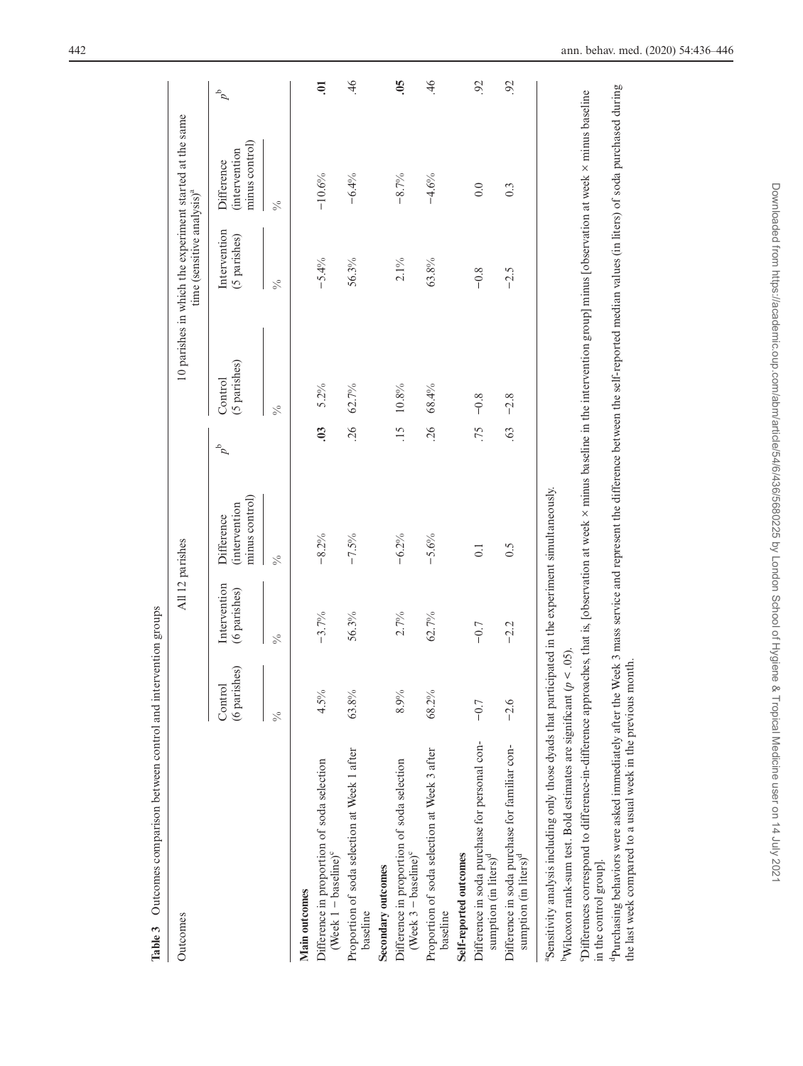**Table 3** Outcomes comparison between control and intervention groups

| Outcomes | All 12 parishes | | | | 10 parishes in which the experiment started at the same time (sensitive analysis)[a] | | | |
|---|---|---|---|---|---|---|---|---|
| | Control (6 parishes) | Intervention (6 parishes) | Difference (intervention minus control) | $p$[b] | Control (5 parishes) | Intervention (5 parishes) | Difference (intervention minus control) | $p$[b] |
| | % | % | % | | % | % | % | |
| **Main outcomes** | | | | | | | | |
| Difference in proportion of soda selection (Week 1 − baseline)[c] | 4.5% | −3.7% | −8.2% | **.03** | 5.2% | −5.4% | −10.6% | **.01** |
| Proportion of soda selection at Week 1 after baseline | 63.8% | 56.3% | −7.5% | .26 | 62.7% | 56.3% | −6.4% | .46 |
| **Secondary outcomes** | | | | | | | | |
| Difference in proportion of soda selection (Week 3 − baseline)[c] | 8.9% | 2.7% | −6.2% | .15 | 10.8% | 2.1% | −8.7% | **.05** |
| Proportion of soda selection at Week 3 after baseline | 68.2% | 62.7% | −5.6% | .26 | 68.4% | 63.8% | −4.6% | .46 |
| **Self-reported outcomes** | | | | | | | | |
| Difference in soda purchase for personal consumption (in liters)[d] | −0.7 | −0.7 | 0.1 | .75 | −0.8 | −0.8 | 0.0 | .92 |
| Difference in soda purchase for familiar consumption (in liters)[d] | −2.6 | −2.2 | 0.5 | .63 | −2.8 | −2.5 | 0.3 | .92 |

[a]Sensitivity analysis including only those dyads that participated in the experiment simultaneously.

[b]Wilcoxon rank-sum test. Bold estimates are significant ($p < .05$).

[c]Differences correspond to difference-in-difference approaches, that is, [observation at week × minus baseline in the intervention group] minus [observation at week × minus baseline in the control group].

[d]Purchasing behaviors were asked immediately after the Week 3 mass service and represent the difference between the self-reported median values (in liters) of soda purchased during the last week compared to a usual week in the previous month.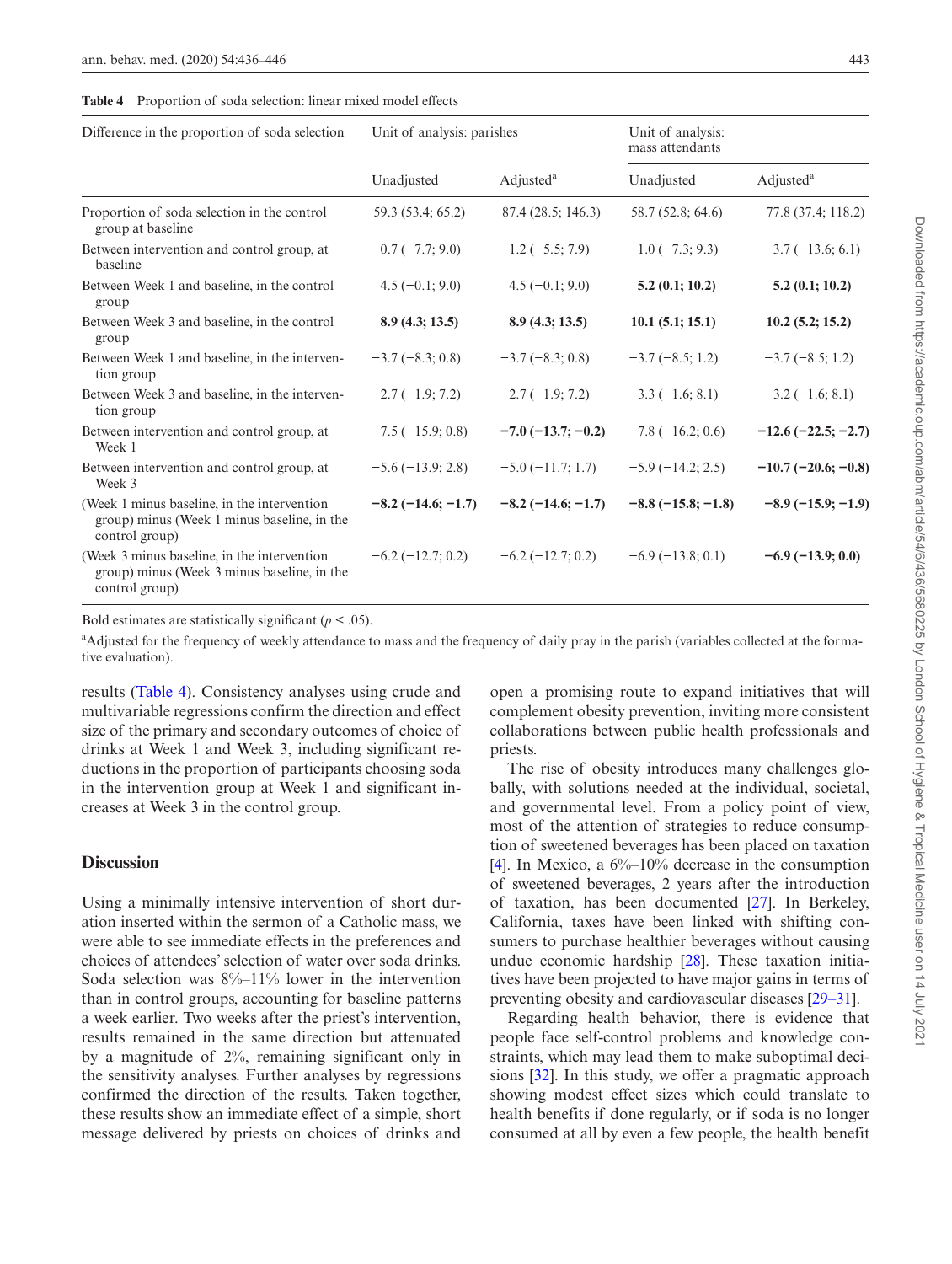**Table 4** Proportion of soda selection: linear mixed model effects

| Difference in the proportion of soda selection | Unit of analysis: parishes | | Unit of analysis: mass attendants | |
|---|---|---|---|---|
| | Unadjusted | Adjusted[a] | Unadjusted | Adjusted[a] |
| Proportion of soda selection in the control group at baseline | 59.3 (53.4; 65.2) | 87.4 (28.5; 146.3) | 58.7 (52.8; 64.6) | 77.8 (37.4; 118.2) |
| Between intervention and control group, at baseline | 0.7 (−7.7; 9.0) | 1.2 (−5.5; 7.9) | 1.0 (−7.3; 9.3) | −3.7 (−13.6; 6.1) |
| Between Week 1 and baseline, in the control group | 4.5 (−0.1; 9.0) | 4.5 (−0.1; 9.0) | **5.2 (0.1; 10.2)** | **5.2 (0.1; 10.2)** |
| Between Week 3 and baseline, in the control group | **8.9 (4.3; 13.5)** | **8.9 (4.3; 13.5)** | **10.1 (5.1; 15.1)** | **10.2 (5.2; 15.2)** |
| Between Week 1 and baseline, in the intervention group | −3.7 (−8.3; 0.8) | −3.7 (−8.3; 0.8) | −3.7 (−8.5; 1.2) | −3.7 (−8.5; 1.2) |
| Between Week 3 and baseline, in the intervention group | 2.7 (−1.9; 7.2) | 2.7 (−1.9; 7.2) | 3.3 (−1.6; 8.1) | 3.2 (−1.6; 8.1) |
| Between intervention and control group, at Week 1 | −7.5 (−15.9; 0.8) | **−7.0 (−13.7; −0.2)** | −7.8 (−16.2; 0.6) | **−12.6 (−22.5; −2.7)** |
| Between intervention and control group, at Week 3 | −5.6 (−13.9; 2.8) | −5.0 (−11.7; 1.7) | −5.9 (−14.2; 2.5) | **−10.7 (−20.6; −0.8)** |
| (Week 1 minus baseline, in the intervention group) minus (Week 1 minus baseline, in the control group) | **−8.2 (−14.6; −1.7)** | **−8.2 (−14.6; −1.7)** | **−8.8 (−15.8; −1.8)** | **−8.9 (−15.9; −1.9)** |
| (Week 3 minus baseline, in the intervention group) minus (Week 3 minus baseline, in the control group) | −6.2 (−12.7; 0.2) | −6.2 (−12.7; 0.2) | −6.9 (−13.8; 0.1) | **−6.9 (−13.9; 0.0)** |

Bold estimates are statistically significant ($p < .05$).

[a]Adjusted for the frequency of weekly attendance to mass and the frequency of daily pray in the parish (variables collected at the formative evaluation).

results (Table 4). Consistency analyses using crude and multivariable regressions confirm the direction and effect size of the primary and secondary outcomes of choice of drinks at Week 1 and Week 3, including significant reductions in the proportion of participants choosing soda in the intervention group at Week 1 and significant increases at Week 3 in the control group.

## Discussion

Using a minimally intensive intervention of short duration inserted within the sermon of a Catholic mass, we were able to see immediate effects in the preferences and choices of attendees' selection of water over soda drinks. Soda selection was 8%–11% lower in the intervention than in control groups, accounting for baseline patterns a week earlier. Two weeks after the priest's intervention, results remained in the same direction but attenuated by a magnitude of 2%, remaining significant only in the sensitivity analyses. Further analyses by regressions confirmed the direction of the results. Taken together, these results show an immediate effect of a simple, short message delivered by priests on choices of drinks and open a promising route to expand initiatives that will complement obesity prevention, inviting more consistent collaborations between public health professionals and priests.

The rise of obesity introduces many challenges globally, with solutions needed at the individual, societal, and governmental level. From a policy point of view, most of the attention of strategies to reduce consumption of sweetened beverages has been placed on taxation [4]. In Mexico, a 6%–10% decrease in the consumption of sweetened beverages, 2 years after the introduction of taxation, has been documented [27]. In Berkeley, California, taxes have been linked with shifting consumers to purchase healthier beverages without causing undue economic hardship [28]. These taxation initiatives have been projected to have major gains in terms of preventing obesity and cardiovascular diseases [29–31].

Regarding health behavior, there is evidence that people face self-control problems and knowledge constraints, which may lead them to make suboptimal decisions [32]. In this study, we offer a pragmatic approach showing modest effect sizes which could translate to health benefits if done regularly, or if soda is no longer consumed at all by even a few people, the health benefit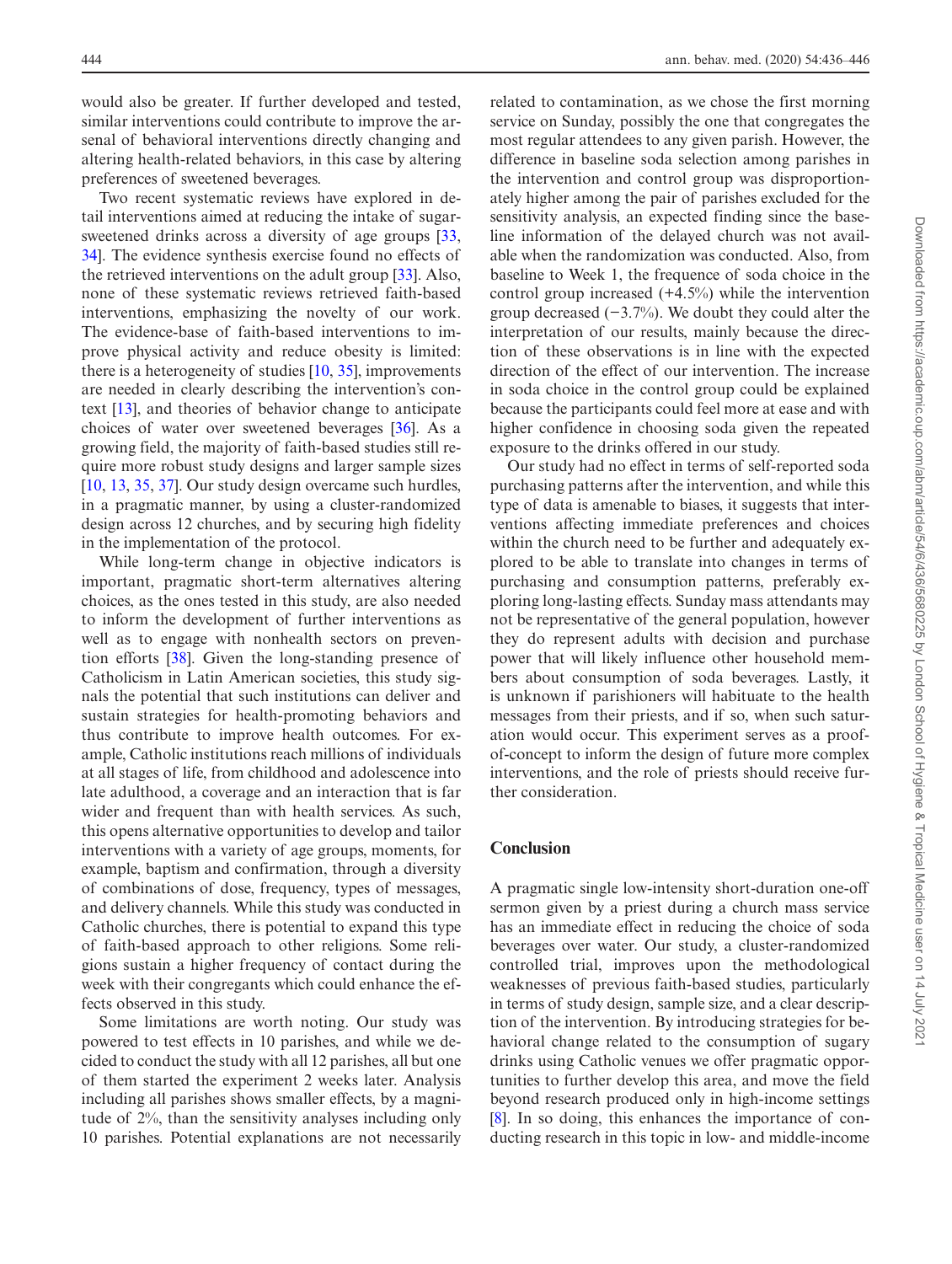would also be greater. If further developed and tested, similar interventions could contribute to improve the arsenal of behavioral interventions directly changing and altering health-related behaviors, in this case by altering preferences of sweetened beverages.

Two recent systematic reviews have explored in detail interventions aimed at reducing the intake of sugar-sweetened drinks across a diversity of age groups [33, 34]. The evidence synthesis exercise found no effects of the retrieved interventions on the adult group [33]. Also, none of these systematic reviews retrieved faith-based interventions, emphasizing the novelty of our work. The evidence-base of faith-based interventions to improve physical activity and reduce obesity is limited: there is a heterogeneity of studies [10, 35], improvements are needed in clearly describing the intervention's context [13], and theories of behavior change to anticipate choices of water over sweetened beverages [36]. As a growing field, the majority of faith-based studies still require more robust study designs and larger sample sizes [10, 13, 35, 37]. Our study design overcame such hurdles, in a pragmatic manner, by using a cluster-randomized design across 12 churches, and by securing high fidelity in the implementation of the protocol.

While long-term change in objective indicators is important, pragmatic short-term alternatives altering choices, as the ones tested in this study, are also needed to inform the development of further interventions as well as to engage with nonhealth sectors on prevention efforts [38]. Given the long-standing presence of Catholicism in Latin American societies, this study signals the potential that such institutions can deliver and sustain strategies for health-promoting behaviors and thus contribute to improve health outcomes. For example, Catholic institutions reach millions of individuals at all stages of life, from childhood and adolescence into late adulthood, a coverage and an interaction that is far wider and frequent than with health services. As such, this opens alternative opportunities to develop and tailor interventions with a variety of age groups, moments, for example, baptism and confirmation, through a diversity of combinations of dose, frequency, types of messages, and delivery channels. While this study was conducted in Catholic churches, there is potential to expand this type of faith-based approach to other religions. Some religions sustain a higher frequency of contact during the week with their congregants which could enhance the effects observed in this study.

Some limitations are worth noting. Our study was powered to test effects in 10 parishes, and while we decided to conduct the study with all 12 parishes, all but one of them started the experiment 2 weeks later. Analysis including all parishes shows smaller effects, by a magnitude of 2%, than the sensitivity analyses including only 10 parishes. Potential explanations are not necessarily related to contamination, as we chose the first morning service on Sunday, possibly the one that congregates the most regular attendees to any given parish. However, the difference in baseline soda selection among parishes in the intervention and control group was disproportionately higher among the pair of parishes excluded for the sensitivity analysis, an expected finding since the baseline information of the delayed church was not available when the randomization was conducted. Also, from baseline to Week 1, the frequence of soda choice in the control group increased (+4.5%) while the intervention group decreased (−3.7%). We doubt they could alter the interpretation of our results, mainly because the direction of these observations is in line with the expected direction of the effect of our intervention. The increase in soda choice in the control group could be explained because the participants could feel more at ease and with higher confidence in choosing soda given the repeated exposure to the drinks offered in our study.

Our study had no effect in terms of self-reported soda purchasing patterns after the intervention, and while this type of data is amenable to biases, it suggests that interventions affecting immediate preferences and choices within the church need to be further and adequately explored to be able to translate into changes in terms of purchasing and consumption patterns, preferably exploring long-lasting effects. Sunday mass attendants may not be representative of the general population, however they do represent adults with decision and purchase power that will likely influence other household members about consumption of soda beverages. Lastly, it is unknown if parishioners will habituate to the health messages from their priests, and if so, when such saturation would occur. This experiment serves as a proof-of-concept to inform the design of future more complex interventions, and the role of priests should receive further consideration.

## Conclusion

A pragmatic single low-intensity short-duration one-off sermon given by a priest during a church mass service has an immediate effect in reducing the choice of soda beverages over water. Our study, a cluster-randomized controlled trial, improves upon the methodological weaknesses of previous faith-based studies, particularly in terms of study design, sample size, and a clear description of the intervention. By introducing strategies for behavioral change related to the consumption of sugary drinks using Catholic venues we offer pragmatic opportunities to further develop this area, and move the field beyond research produced only in high-income settings [8]. In so doing, this enhances the importance of conducting research in this topic in low- and middle-income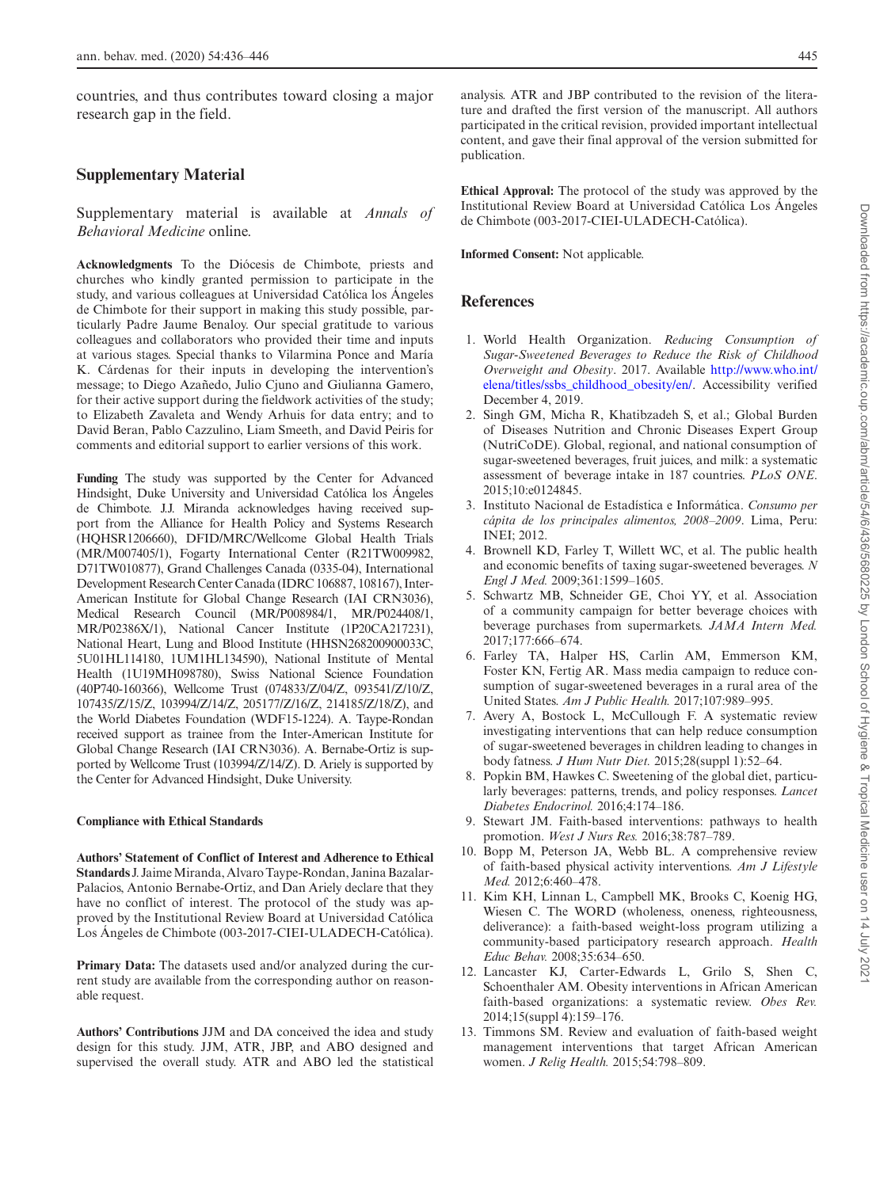countries, and thus contributes toward closing a major research gap in the field.

## Supplementary Material

Supplementary material is available at *Annals of Behavioral Medicine* online.

**Acknowledgments** To the Diócesis de Chimbote, priests and churches who kindly granted permission to participate in the study, and various colleagues at Universidad Católica los Ángeles de Chimbote for their support in making this study possible, particularly Padre Jaume Benaloy. Our special gratitude to various colleagues and collaborators who provided their time and inputs at various stages. Special thanks to Vilarmina Ponce and María K. Cárdenas for their inputs in developing the intervention's message; to Diego Azañedo, Julio Cjuno and Giulianna Gamero, for their active support during the fieldwork activities of the study; to Elizabeth Zavaleta and Wendy Arhuis for data entry; and to David Beran, Pablo Cazzulino, Liam Smeeth, and David Peiris for comments and editorial support to earlier versions of this work.

**Funding** The study was supported by the Center for Advanced Hindsight, Duke University and Universidad Católica los Ángeles de Chimbote. J.J. Miranda acknowledges having received support from the Alliance for Health Policy and Systems Research (HQHSR1206660), DFID/MRC/Wellcome Global Health Trials (MR/M007405/1), Fogarty International Center (R21TW009982, D71TW010877), Grand Challenges Canada (0335-04), International Development Research Center Canada (IDRC 106887, 108167), Inter-American Institute for Global Change Research (IAI CRN3036), Medical Research Council (MR/P008984/1, MR/P024408/1, MR/P02386X/1), National Cancer Institute (1P20CA217231), National Heart, Lung and Blood Institute (HHSN268200900033C, 5U01HL114180, 1UM1HL134590), National Institute of Mental Health (1U19MH098780), Swiss National Science Foundation (40P740-160366), Wellcome Trust (074833/Z/04/Z, 093541/Z/10/Z, 107435/Z/15/Z, 103994/Z/14/Z, 205177/Z/16/Z, 214185/Z/18/Z), and the World Diabetes Foundation (WDF15-1224). A. Taype-Rondan received support as trainee from the Inter-American Institute for Global Change Research (IAI CRN3036). A. Bernabe-Ortiz is supported by Wellcome Trust (103994/Z/14/Z). D. Ariely is supported by the Center for Advanced Hindsight, Duke University.

#### Compliance with Ethical Standards

**Authors' Statement of Conflict of Interest and Adherence to Ethical Standards** J. Jaime Miranda, Alvaro Taype-Rondan, Janina Bazalar-Palacios, Antonio Bernabe-Ortiz, and Dan Ariely declare that they have no conflict of interest. The protocol of the study was approved by the Institutional Review Board at Universidad Católica Los Ángeles de Chimbote (003-2017-CIEI-ULADECH-Católica).

**Primary Data:** The datasets used and/or analyzed during the current study are available from the corresponding author on reasonable request.

**Authors' Contributions** JJM and DA conceived the idea and study design for this study. JJM, ATR, JBP, and ABO designed and supervised the overall study. ATR and ABO led the statistical analysis. ATR and JBP contributed to the revision of the literature and drafted the first version of the manuscript. All authors participated in the critical revision, provided important intellectual content, and gave their final approval of the version submitted for publication.

**Ethical Approval:** The protocol of the study was approved by the Institutional Review Board at Universidad Católica Los Ángeles de Chimbote (003-2017-CIEI-ULADECH-Católica).

**Informed Consent:** Not applicable.

## References

1. World Health Organization. *Reducing Consumption of Sugar-Sweetened Beverages to Reduce the Risk of Childhood Overweight and Obesity*. 2017. Available http://www.who.int/elena/titles/ssbs_childhood_obesity/en/. Accessibility verified December 4, 2019.
2. Singh GM, Micha R, Khatibzadeh S, et al.; Global Burden of Diseases Nutrition and Chronic Diseases Expert Group (NutriCoDE). Global, regional, and national consumption of sugar-sweetened beverages, fruit juices, and milk: a systematic assessment of beverage intake in 187 countries. *PLoS ONE.* 2015;10:e0124845.
3. Instituto Nacional de Estadística e Informática. *Consumo per cápita de los principales alimentos, 2008–2009*. Lima, Peru: INEI; 2012.
4. Brownell KD, Farley T, Willett WC, et al. The public health and economic benefits of taxing sugar-sweetened beverages. *N Engl J Med.* 2009;361:1599–1605.
5. Schwartz MB, Schneider GE, Choi YY, et al. Association of a community campaign for better beverage choices with beverage purchases from supermarkets. *JAMA Intern Med.* 2017;177:666–674.
6. Farley TA, Halper HS, Carlin AM, Emmerson KM, Foster KN, Fertig AR. Mass media campaign to reduce consumption of sugar-sweetened beverages in a rural area of the United States. *Am J Public Health.* 2017;107:989–995.
7. Avery A, Bostock L, McCullough F. A systematic review investigating interventions that can help reduce consumption of sugar-sweetened beverages in children leading to changes in body fatness. *J Hum Nutr Diet.* 2015;28(suppl 1):52–64.
8. Popkin BM, Hawkes C. Sweetening of the global diet, particularly beverages: patterns, trends, and policy responses. *Lancet Diabetes Endocrinol.* 2016;4:174–186.
9. Stewart JM. Faith-based interventions: pathways to health promotion. *West J Nurs Res.* 2016;38:787–789.
10. Bopp M, Peterson JA, Webb BL. A comprehensive review of faith-based physical activity interventions. *Am J Lifestyle Med.* 2012;6:460–478.
11. Kim KH, Linnan L, Campbell MK, Brooks C, Koenig HG, Wiesen C. The WORD (wholeness, oneness, righteousness, deliverance): a faith-based weight-loss program utilizing a community-based participatory research approach. *Health Educ Behav.* 2008;35:634–650.
12. Lancaster KJ, Carter-Edwards L, Grilo S, Shen C, Schoenthaler AM. Obesity interventions in African American faith-based organizations: a systematic review. *Obes Rev.* 2014;15(suppl 4):159–176.
13. Timmons SM. Review and evaluation of faith-based weight management interventions that target African American women. *J Relig Health.* 2015;54:798–809.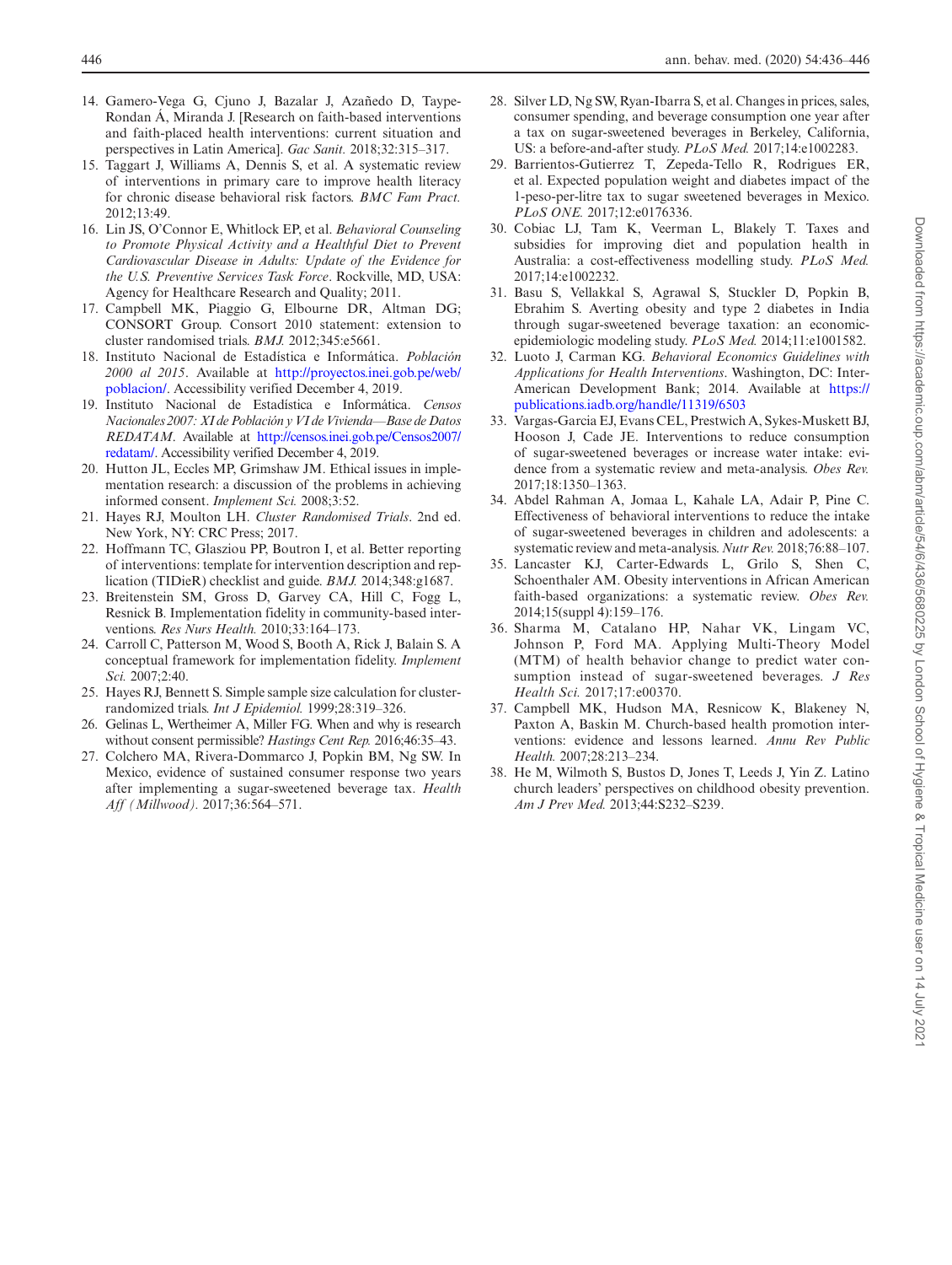14. Gamero-Vega G, Cjuno J, Bazalar J, Azañedo D, Taype-Rondan Á, Miranda J. [Research on faith-based interventions and faith-placed health interventions: current situation and perspectives in Latin America]. *Gac Sanit.* 2018;32:315–317.
15. Taggart J, Williams A, Dennis S, et al. A systematic review of interventions in primary care to improve health literacy for chronic disease behavioral risk factors. *BMC Fam Pract.* 2012;13:49.
16. Lin JS, O'Connor E, Whitlock EP, et al. *Behavioral Counseling to Promote Physical Activity and a Healthful Diet to Prevent Cardiovascular Disease in Adults: Update of the Evidence for the U.S. Preventive Services Task Force*. Rockville, MD, USA: Agency for Healthcare Research and Quality; 2011.
17. Campbell MK, Piaggio G, Elbourne DR, Altman DG; CONSORT Group. Consort 2010 statement: extension to cluster randomised trials. *BMJ.* 2012;345:e5661.
18. Instituto Nacional de Estadística e Informática. *Población 2000 al 2015*. Available at http://proyectos.inei.gob.pe/web/poblacion/. Accessibility verified December 4, 2019.
19. Instituto Nacional de Estadística e Informática. *Censos Nacionales 2007: XI de Población y VI de Vivienda—Base de Datos REDATAM*. Available at http://censos.inei.gob.pe/Censos2007/redatam/. Accessibility verified December 4, 2019.
20. Hutton JL, Eccles MP, Grimshaw JM. Ethical issues in implementation research: a discussion of the problems in achieving informed consent. *Implement Sci.* 2008;3:52.
21. Hayes RJ, Moulton LH. *Cluster Randomised Trials*. 2nd ed. New York, NY: CRC Press; 2017.
22. Hoffmann TC, Glasziou PP, Boutron I, et al. Better reporting of interventions: template for intervention description and replication (TIDieR) checklist and guide. *BMJ.* 2014;348:g1687.
23. Breitenstein SM, Gross D, Garvey CA, Hill C, Fogg L, Resnick B. Implementation fidelity in community-based interventions. *Res Nurs Health.* 2010;33:164–173.
24. Carroll C, Patterson M, Wood S, Booth A, Rick J, Balain S. A conceptual framework for implementation fidelity. *Implement Sci.* 2007;2:40.
25. Hayes RJ, Bennett S. Simple sample size calculation for cluster-randomized trials. *Int J Epidemiol.* 1999;28:319–326.
26. Gelinas L, Wertheimer A, Miller FG. When and why is research without consent permissible? *Hastings Cent Rep.* 2016;46:35–43.
27. Colchero MA, Rivera-Dommarco J, Popkin BM, Ng SW. In Mexico, evidence of sustained consumer response two years after implementing a sugar-sweetened beverage tax. *Health Aff (Millwood).* 2017;36:564–571.
28. Silver LD, Ng SW, Ryan-Ibarra S, et al. Changes in prices, sales, consumer spending, and beverage consumption one year after a tax on sugar-sweetened beverages in Berkeley, California, US: a before-and-after study. *PLoS Med.* 2017;14:e1002283.
29. Barrientos-Gutierrez T, Zepeda-Tello R, Rodrigues ER, et al. Expected population weight and diabetes impact of the 1-peso-per-litre tax to sugar sweetened beverages in Mexico. *PLoS ONE.* 2017;12:e0176336.
30. Cobiac LJ, Tam K, Veerman L, Blakely T. Taxes and subsidies for improving diet and population health in Australia: a cost-effectiveness modelling study. *PLoS Med.* 2017;14:e1002232.
31. Basu S, Vellakkal S, Agrawal S, Stuckler D, Popkin B, Ebrahim S. Averting obesity and type 2 diabetes in India through sugar-sweetened beverage taxation: an economic-epidemiologic modeling study. *PLoS Med.* 2014;11:e1001582.
32. Luoto J, Carman KG. *Behavioral Economics Guidelines with Applications for Health Interventions*. Washington, DC: Inter-American Development Bank; 2014. Available at https://publications.iadb.org/handle/11319/6503
33. Vargas-Garcia EJ, Evans CEL, Prestwich A, Sykes-Muskett BJ, Hooson J, Cade JE. Interventions to reduce consumption of sugar-sweetened beverages or increase water intake: evidence from a systematic review and meta-analysis. *Obes Rev.* 2017;18:1350–1363.
34. Abdel Rahman A, Jomaa L, Kahale LA, Adair P, Pine C. Effectiveness of behavioral interventions to reduce the intake of sugar-sweetened beverages in children and adolescents: a systematic review and meta-analysis. *Nutr Rev.* 2018;76:88–107.
35. Lancaster KJ, Carter-Edwards L, Grilo S, Shen C, Schoenthaler AM. Obesity interventions in African American faith-based organizations: a systematic review. *Obes Rev.* 2014;15(suppl 4):159–176.
36. Sharma M, Catalano HP, Nahar VK, Lingam VC, Johnson P, Ford MA. Applying Multi-Theory Model (MTM) of health behavior change to predict water consumption instead of sugar-sweetened beverages. *J Res Health Sci.* 2017;17:e00370.
37. Campbell MK, Hudson MA, Resnicow K, Blakeney N, Paxton A, Baskin M. Church-based health promotion interventions: evidence and lessons learned. *Annu Rev Public Health.* 2007;28:213–234.
38. He M, Wilmoth S, Bustos D, Jones T, Leeds J, Yin Z. Latino church leaders' perspectives on childhood obesity prevention. *Am J Prev Med.* 2013;44:S232–S239.